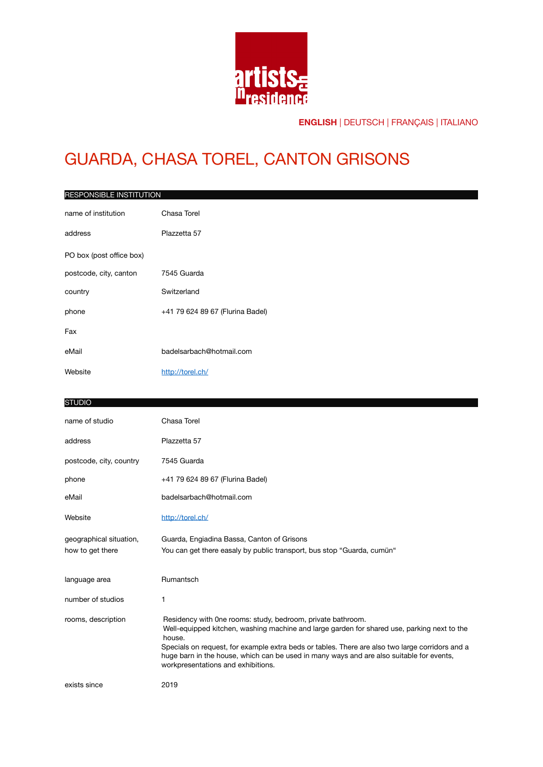**ENGLISH** | DEUTSCH | FRANÇAIS | ITALIANO

# GUARDA, CHASA TOREL, CANTON GRISONS

## RESPONSIBLE INSTITUTION

| | |
|---|---|
| name of institution | Chasa Torel |
| address | Plazzetta 57 |
| PO box (post office box) | |
| postcode, city, canton | 7545 Guarda |
| country | Switzerland |
| phone | +41 79 624 89 67 (Flurina Badel) |
| Fax | |
| eMail | badelsarbach@hotmail.com |
| Website | [http://torel.ch/](http://torel.ch/) |

## STUDIO

| | |
|---|---|
| name of studio | Chasa Torel |
| address | Plazzetta 57 |
| postcode, city, country | 7545 Guarda |
| phone | +41 79 624 89 67 (Flurina Badel) |
| eMail | badelsarbach@hotmail.com |
| Website | [http://torel.ch/](http://torel.ch/) |
| geographical situation, how to get there | Guarda, Engiadina Bassa, Canton of Grisons<br>You can get there easaly by public transport, bus stop "Guarda, cumün" |
| language area | Rumantsch |
| number of studios | 1 |
| rooms, description | Residency with 0ne rooms: study, bedroom, private bathroom.<br>Well-equipped kitchen, washing machine and large garden for shared use, parking next to the house.<br>Specials on request, for example extra beds or tables. There are also two large corridors and a huge barn in the house, which can be used in many ways and are also suitable for events, workpresentations and exhibitions. |
| exists since | 2019 |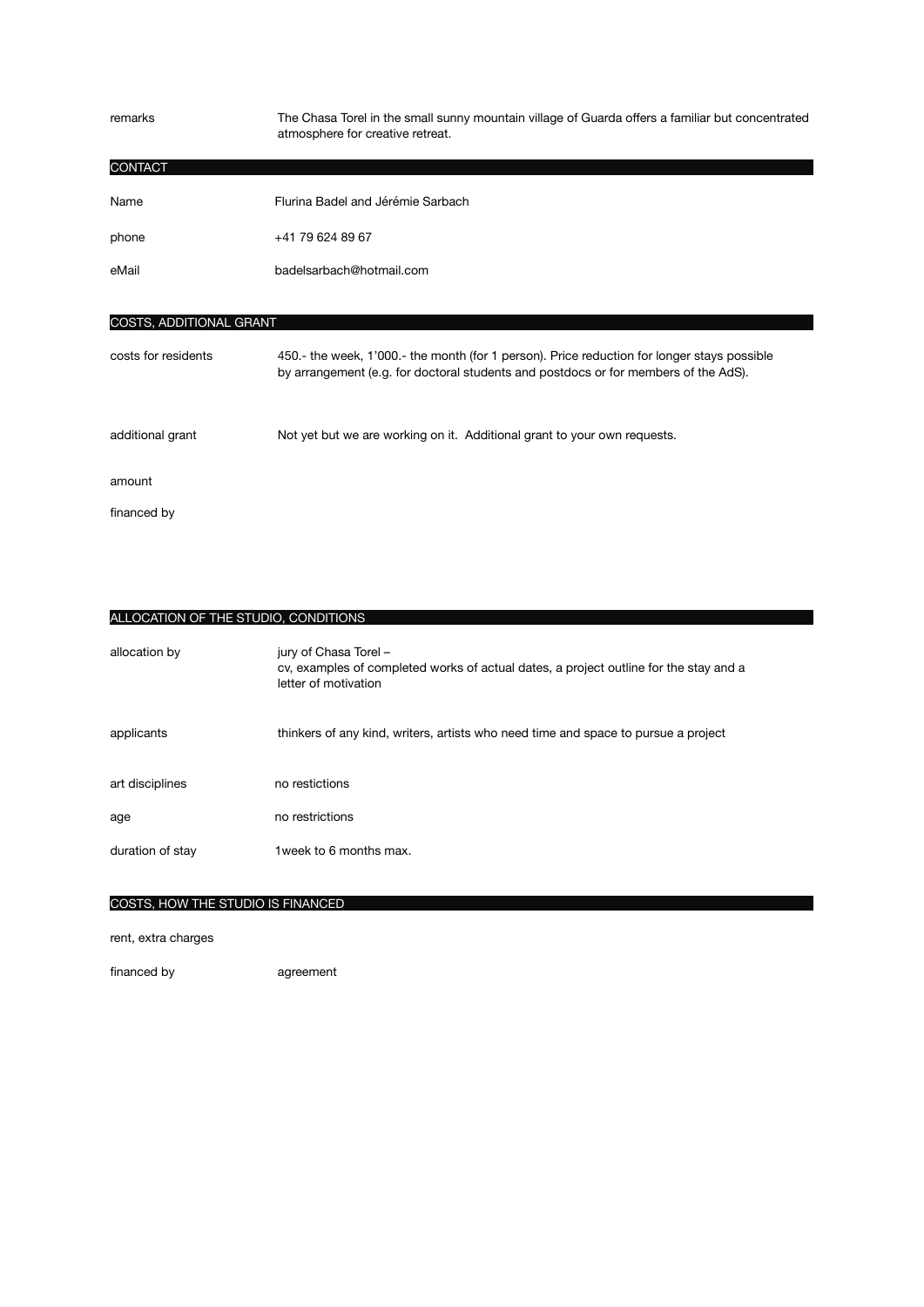| | |
|---|---|
| remarks | The Chasa Torel in the small sunny mountain village of Guarda offers a familiar but concentrated atmosphere for creative retreat. |

## CONTACT

| | |
|---|---|
| Name | Flurina Badel and Jérémie Sarbach |
| phone | +41 79 624 89 67 |
| eMail | badelsarbach@hotmail.com |

## COSTS, ADDITIONAL GRANT

| | |
|---|---|
| costs for residents | 450.- the week, 1'000.- the month (for 1 person). Price reduction for longer stays possible by arrangement (e.g. for doctoral students and postdocs or for members of the AdS). |
| additional grant | Not yet but we are working on it. Additional grant to your own requests. |
| amount | |
| financed by | |

## ALLOCATION OF THE STUDIO, CONDITIONS

| | |
|---|---|
| allocation by | jury of Chasa Torel – cv, examples of completed works of actual dates, a project outline for the stay and a letter of motivation |
| applicants | thinkers of any kind, writers, artists who need time and space to pursue a project |
| art disciplines | no restictions |
| age | no restrictions |
| duration of stay | 1week to 6 months max. |

## COSTS, HOW THE STUDIO IS FINANCED

| | |
|---|---|
| rent, extra charges | |
| financed by | agreement |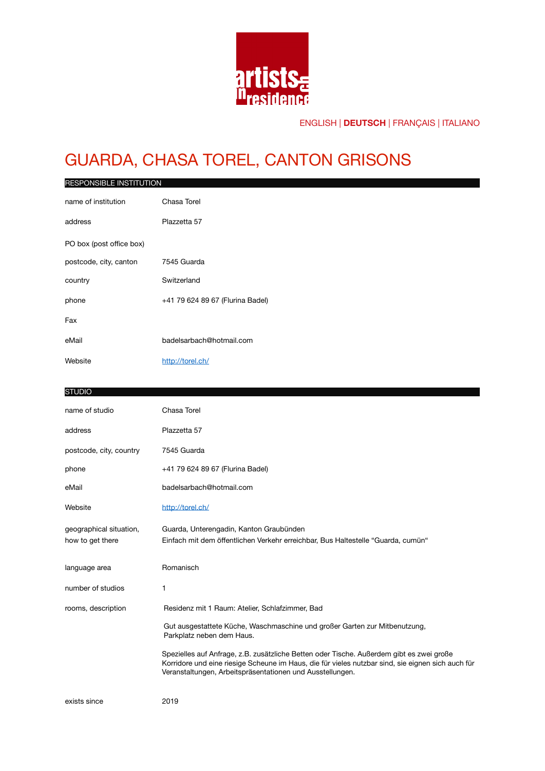ENGLISH | **DEUTSCH** | FRANÇAIS | ITALIANO

# GUARDA, CHASA TOREL, CANTON GRISONS

## RESPONSIBLE INSTITUTION

| | |
|---|---|
| name of institution | Chasa Torel |
| address | Plazzetta 57 |
| PO box (post office box) | |
| postcode, city, canton | 7545 Guarda |
| country | Switzerland |
| phone | +41 79 624 89 67 (Flurina Badel) |
| Fax | |
| eMail | badelsarbach@hotmail.com |
| Website | [http://torel.ch/](http://torel.ch/) |

## STUDIO

| | |
|---|---|
| name of studio | Chasa Torel |
| address | Plazzetta 57 |
| postcode, city, country | 7545 Guarda |
| phone | +41 79 624 89 67 (Flurina Badel) |
| eMail | badelsarbach@hotmail.com |
| Website | [http://torel.ch/](http://torel.ch/) |
| geographical situation, how to get there | Guarda, Unterengadin, Kanton Graubünden<br>Einfach mit dem öffentlichen Verkehr erreichbar, Bus Haltestelle "Guarda, cumün" |
| language area | Romanisch |
| number of studios | 1 |
| rooms, description | Residenz mit 1 Raum: Atelier, Schlafzimmer, Bad<br><br>Gut ausgestattete Küche, Waschmaschine und großer Garten zur Mitbenutzung, Parkplatz neben dem Haus.<br><br>Spezielles auf Anfrage, z.B. zusätzliche Betten oder Tische. Außerdem gibt es zwei große Korridore und eine riesige Scheune im Haus, die für vieles nutzbar sind, sie eignen sich auch für Veranstaltungen, Arbeitspräsentationen und Ausstellungen. |
| exists since | 2019 |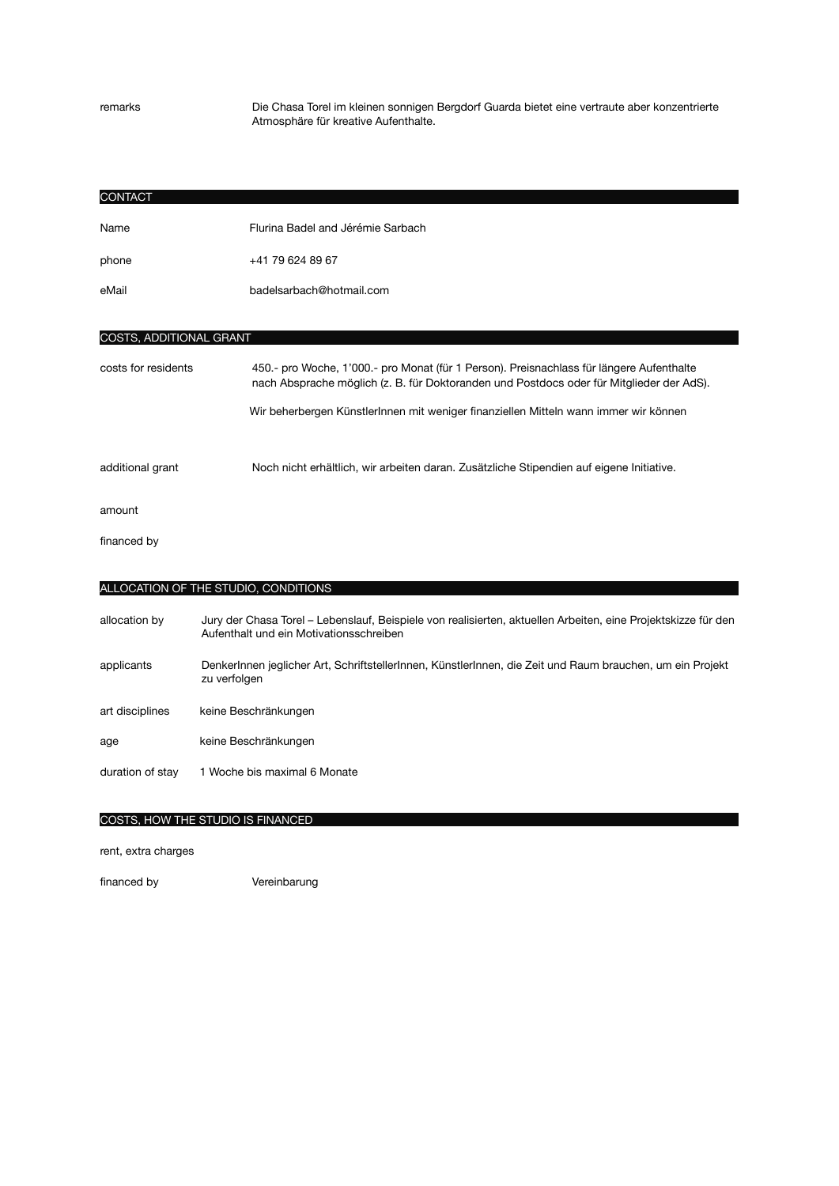| | |
|---|---|
| remarks | Die Chasa Torel im kleinen sonnigen Bergdorf Guarda bietet eine vertraute aber konzentrierte Atmosphäre für kreative Aufenthalte. |

## CONTACT

| | |
|---|---|
| Name | Flurina Badel and Jérémie Sarbach |
| phone | +41 79 624 89 67 |
| eMail | badelsarbach@hotmail.com |

## COSTS, ADDITIONAL GRANT

| | |
|---|---|
| costs for residents | 450.- pro Woche, 1'000.- pro Monat (für 1 Person). Preisnachlass für längere Aufenthalte nach Absprache möglich (z. B. für Doktoranden und Postdocs oder für Mitglieder der AdS).<br><br>Wir beherbergen KünstlerInnen mit weniger finanziellen Mitteln wann immer wir können |
| additional grant | Noch nicht erhältlich, wir arbeiten daran. Zusätzliche Stipendien auf eigene Initiative. |
| amount | |
| financed by | |

## ALLOCATION OF THE STUDIO, CONDITIONS

| | |
|---|---|
| allocation by | Jury der Chasa Torel – Lebenslauf, Beispiele von realisierten, aktuellen Arbeiten, eine Projektskizze für den Aufenthalt und ein Motivationsschreiben |
| applicants | DenkerInnen jeglicher Art, SchriftstellerInnen, KünstlerInnen, die Zeit und Raum brauchen, um ein Projekt zu verfolgen |
| art disciplines | keine Beschränkungen |
| age | keine Beschränkungen |
| duration of stay | 1 Woche bis maximal 6 Monate |

## COSTS, HOW THE STUDIO IS FINANCED

| | |
|---|---|
| rent, extra charges | |
| financed by | Vereinbarung |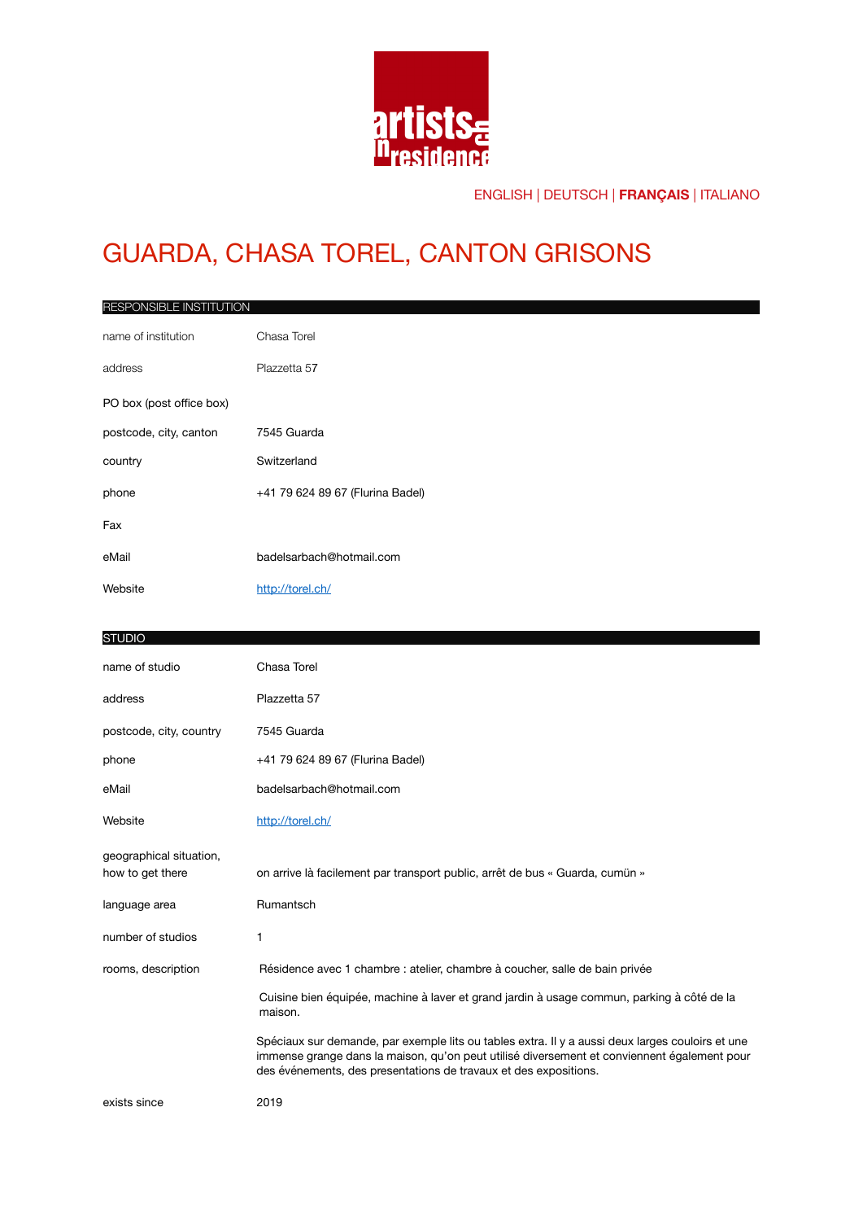artists in residence

ENGLISH | DEUTSCH | **FRANÇAIS** | ITALIANO

# GUARDA, CHASA TOREL, CANTON GRISONS

## RESPONSIBLE INSTITUTION

| | |
|---|---|
| name of institution | Chasa Torel |
| address | Plazzetta 57 |
| PO box (post office box) | |
| postcode, city, canton | 7545 Guarda |
| country | Switzerland |
| phone | +41 79 624 89 67 (Flurina Badel) |
| Fax | |
| eMail | badelsarbach@hotmail.com |
| Website | http://torel.ch/ |

## STUDIO

| | |
|---|---|
| name of studio | Chasa Torel |
| address | Plazzetta 57 |
| postcode, city, country | 7545 Guarda |
| phone | +41 79 624 89 67 (Flurina Badel) |
| eMail | badelsarbach@hotmail.com |
| Website | http://torel.ch/ |
| geographical situation, how to get there | on arrive là facilement par transport public, arrêt de bus « Guarda, cumün » |
| language area | Rumantsch |
| number of studios | 1 |
| rooms, description | Résidence avec 1 chambre : atelier, chambre à coucher, salle de bain privée<br><br>Cuisine bien équipée, machine à laver et grand jardin à usage commun, parking à côté de la maison.<br><br>Spéciaux sur demande, par exemple lits ou tables extra. Il y a aussi deux larges couloirs et une immense grange dans la maison, qu'on peut utilisé diversement et conviennent également pour des événements, des presentations de travaux et des expositions. |
| exists since | 2019 |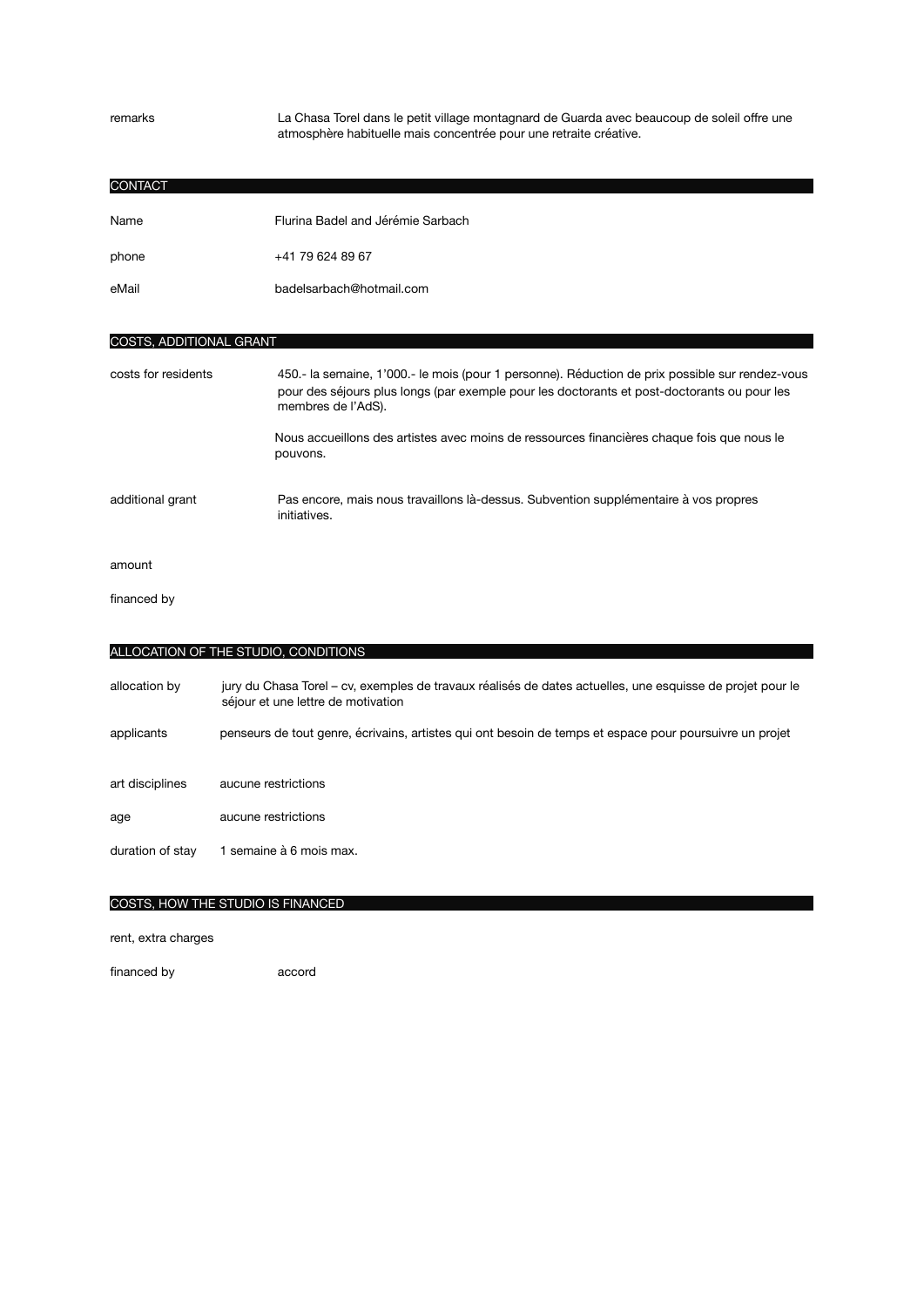| | |
|---|---|
| remarks | La Chasa Torel dans le petit village montagnard de Guarda avec beaucoup de soleil offre une atmosphère habituelle mais concentrée pour une retraite créative. |

## CONTACT

| | |
|---|---|
| Name | Flurina Badel and Jérémie Sarbach |
| phone | +41 79 624 89 67 |
| eMail | badelsarbach@hotmail.com |

## COSTS, ADDITIONAL GRANT

| | |
|---|---|
| costs for residents | 450.- la semaine, 1'000.- le mois (pour 1 personne). Réduction de prix possible sur rendez-vous pour des séjours plus longs (par exemple pour les doctorants et post-doctorants ou pour les membres de l'AdS).<br><br>Nous accueillons des artistes avec moins de ressources financières chaque fois que nous le pouvons. |
| additional grant | Pas encore, mais nous travaillons là-dessus. Subvention supplémentaire à vos propres initiatives. |
| amount | |
| financed by | |

## ALLOCATION OF THE STUDIO, CONDITIONS

| | |
|---|---|
| allocation by | jury du Chasa Torel – cv, exemples de travaux réalisés de dates actuelles, une esquisse de projet pour le séjour et une lettre de motivation |
| applicants | penseurs de tout genre, écrivains, artistes qui ont besoin de temps et espace pour poursuivre un projet |
| art disciplines | aucune restrictions |
| age | aucune restrictions |
| duration of stay | 1 semaine à 6 mois max. |

## COSTS, HOW THE STUDIO IS FINANCED

| | |
|---|---|
| rent, extra charges | |
| financed by | accord |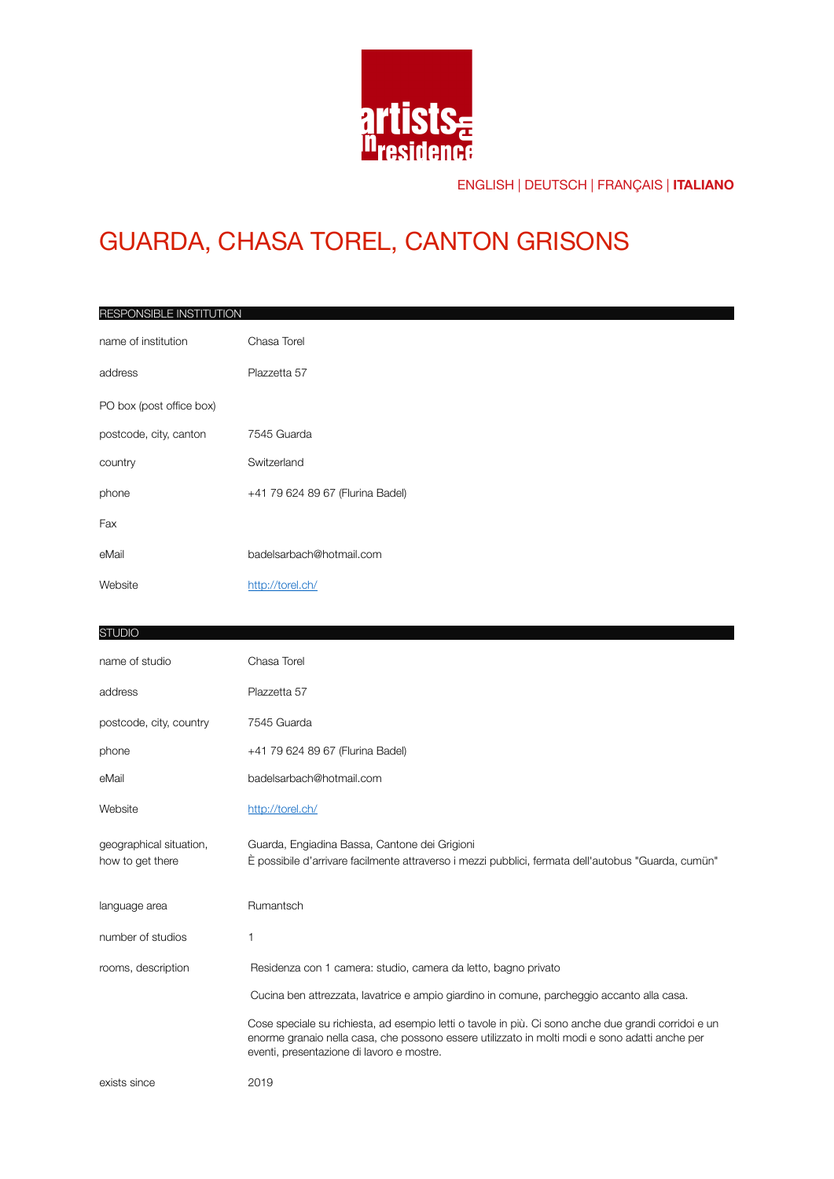ENGLISH | DEUTSCH | FRANÇAIS | **ITALIANO**

# GUARDA, CHASA TOREL, CANTON GRISONS

## RESPONSIBLE INSTITUTION

| | |
|---|---|
| name of institution | Chasa Torel |
| address | Plazzetta 57 |
| PO box (post office box) | |
| postcode, city, canton | 7545 Guarda |
| country | Switzerland |
| phone | +41 79 624 89 67 (Flurina Badel) |
| Fax | |
| eMail | badelsarbach@hotmail.com |
| Website | [http://torel.ch/](http://torel.ch/) |

## STUDIO

| | |
|---|---|
| name of studio | Chasa Torel |
| address | Plazzetta 57 |
| postcode, city, country | 7545 Guarda |
| phone | +41 79 624 89 67 (Flurina Badel) |
| eMail | badelsarbach@hotmail.com |
| Website | [http://torel.ch/](http://torel.ch/) |
| geographical situation, how to get there | Guarda, Engiadina Bassa, Cantone dei Grigioni<br>È possibile d'arrivare facilmente attraverso i mezzi pubblici, fermata dell'autobus "Guarda, cumün" |
| language area | Rumantsch |
| number of studios | 1 |
| rooms, description | Residenza con 1 camera: studio, camera da letto, bagno privato<br><br>Cucina ben attrezzata, lavatrice e ampio giardino in comune, parcheggio accanto alla casa.<br><br>Cose speciale su richiesta, ad esempio letti o tavole in più. Ci sono anche due grandi corridoi e un enorme granaio nella casa, che possono essere utilizzato in molti modi e sono adatti anche per eventi, presentazione di lavoro e mostre. |
| exists since | 2019 |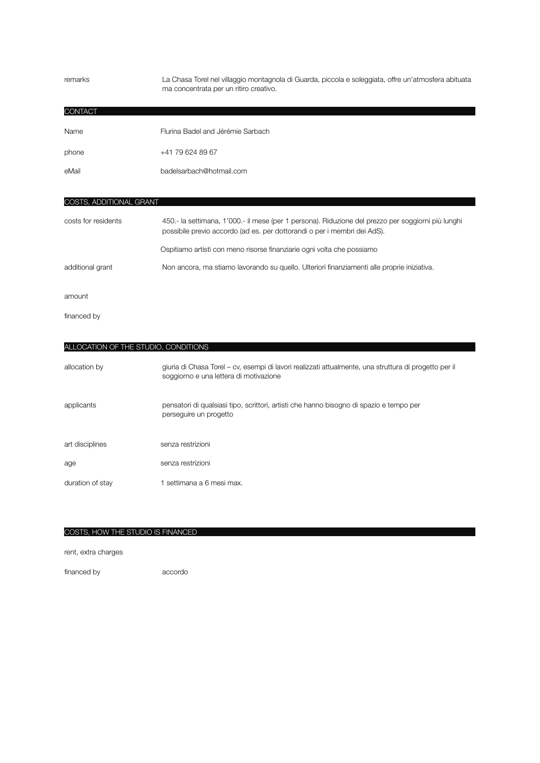| | |
|---|---|
| remarks | La Chasa Torel nel villaggio montagnola di Guarda, piccola e soleggiata, offre un'atmosfera abituata ma concentrata per un ritiro creativo. |

## CONTACT

| | |
|---|---|
| Name | Flurina Badel and Jérémie Sarbach |
| phone | +41 79 624 89 67 |
| eMail | badelsarbach@hotmail.com |

## COSTS, ADDITIONAL GRANT

| | |
|---|---|
| costs for residents | 450.- la settimana, 1'000.- il mese (per 1 persona). Riduzione del prezzo per soggiorni più lunghi possibile previo accordo (ad es. per dottorandi o per i membri dei AdS). |
| | Ospitiamo artisti con meno risorse finanziarie ogni volta che possiamo |
| additional grant | Non ancora, ma stiamo lavorando su quello. Ulteriori finanziamenti alle proprie iniziativa. |
| amount | |
| financed by | |

## ALLOCATION OF THE STUDIO, CONDITIONS

| | |
|---|---|
| allocation by | giuria di Chasa Torel – cv, esempi di lavori realizzati attualmente, una struttura di progetto per il soggiorno e una lettera di motivazione |
| applicants | pensatori di qualsiasi tipo, scrittori, artisti che hanno bisogno di spazio e tempo per perseguire un progetto |
| art disciplines | senza restrizioni |
| age | senza restrizioni |
| duration of stay | 1 settimana a 6 mesi max. |

## COSTS, HOW THE STUDIO IS FINANCED

| | |
|---|---|
| rent, extra charges | |
| financed by | accordo |